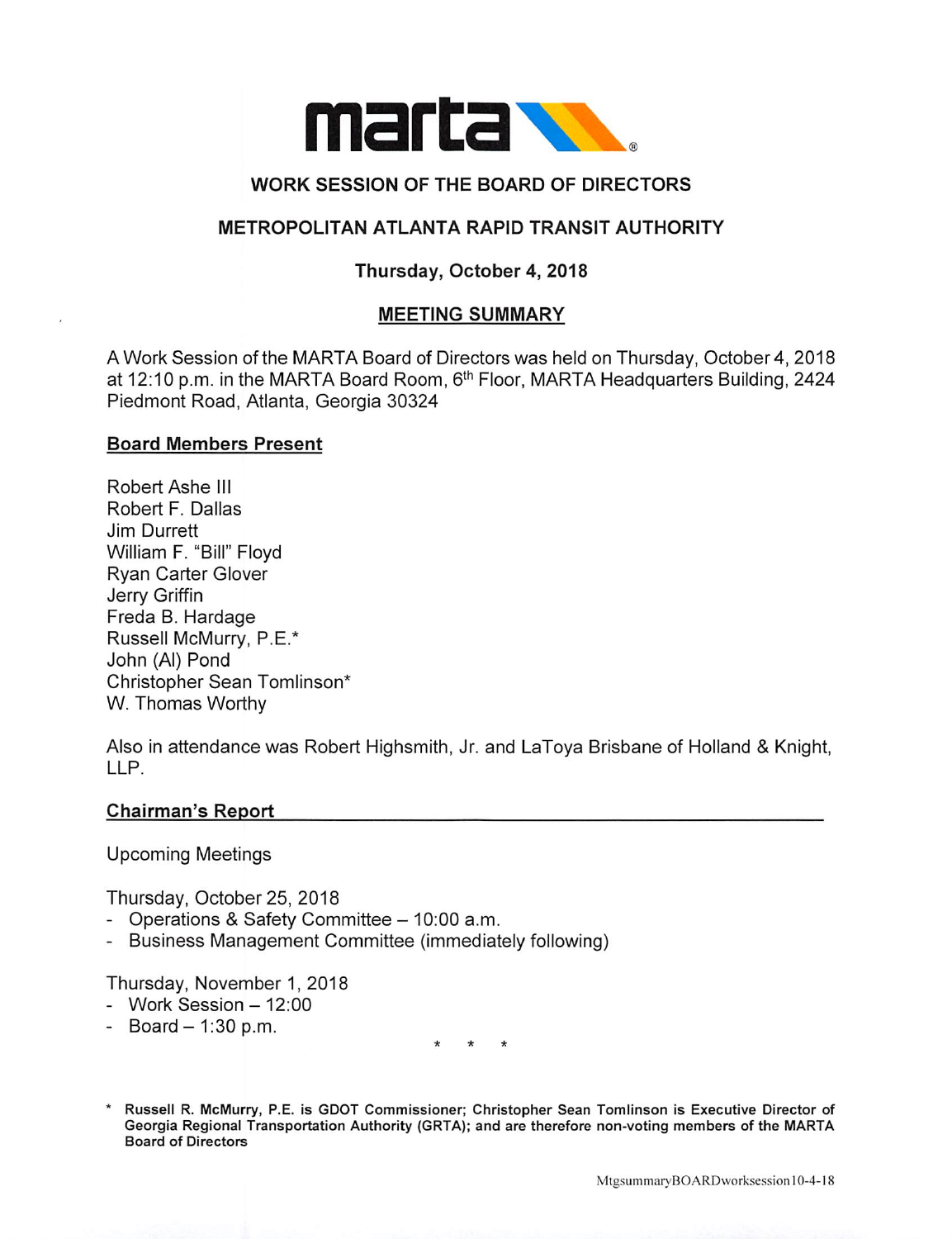# WORK SESSION OF THE BOARD OF DIRECTORS

## METROPOLITAN ATLANTA RAPID TRANSIT AUTHORITY

### Thursday, October 4, 2018

### MEETING SUMMARY

A Work Session of the MARTA Board of Directors was held on Thursday, October 4, 2018 at 12:10 p.m. in the MARTA Board Room, 6th Floor, MARTA Headquarters Building, 2424 Piedmont Road, Atlanta, Georgia 30324

**Board Members Present**

Robert Ashe III
Robert F. Dallas
Jim Durrett
William F. "Bill" Floyd
Ryan Carter Glover
Jerry Griffin
Freda B. Hardage
Russell McMurry, P.E.*
John (Al) Pond
Christopher Sean Tomlinson*
W. Thomas Worthy

Also in attendance was Robert Highsmith, Jr. and LaToya Brisbane of Holland & Knight, LLP.

**Chairman's Report**

Upcoming Meetings

Thursday, October 25, 2018
- Operations & Safety Committee – 10:00 a.m.
- Business Management Committee (immediately following)

Thursday, November 1, 2018
- Work Session – 12:00
- Board – 1:30 p.m.

\* \* \*

**\* Russell R. McMurry, P.E. is GDOT Commissioner; Christopher Sean Tomlinson is Executive Director of Georgia Regional Transportation Authority (GRTA); and are therefore non-voting members of the MARTA Board of Directors**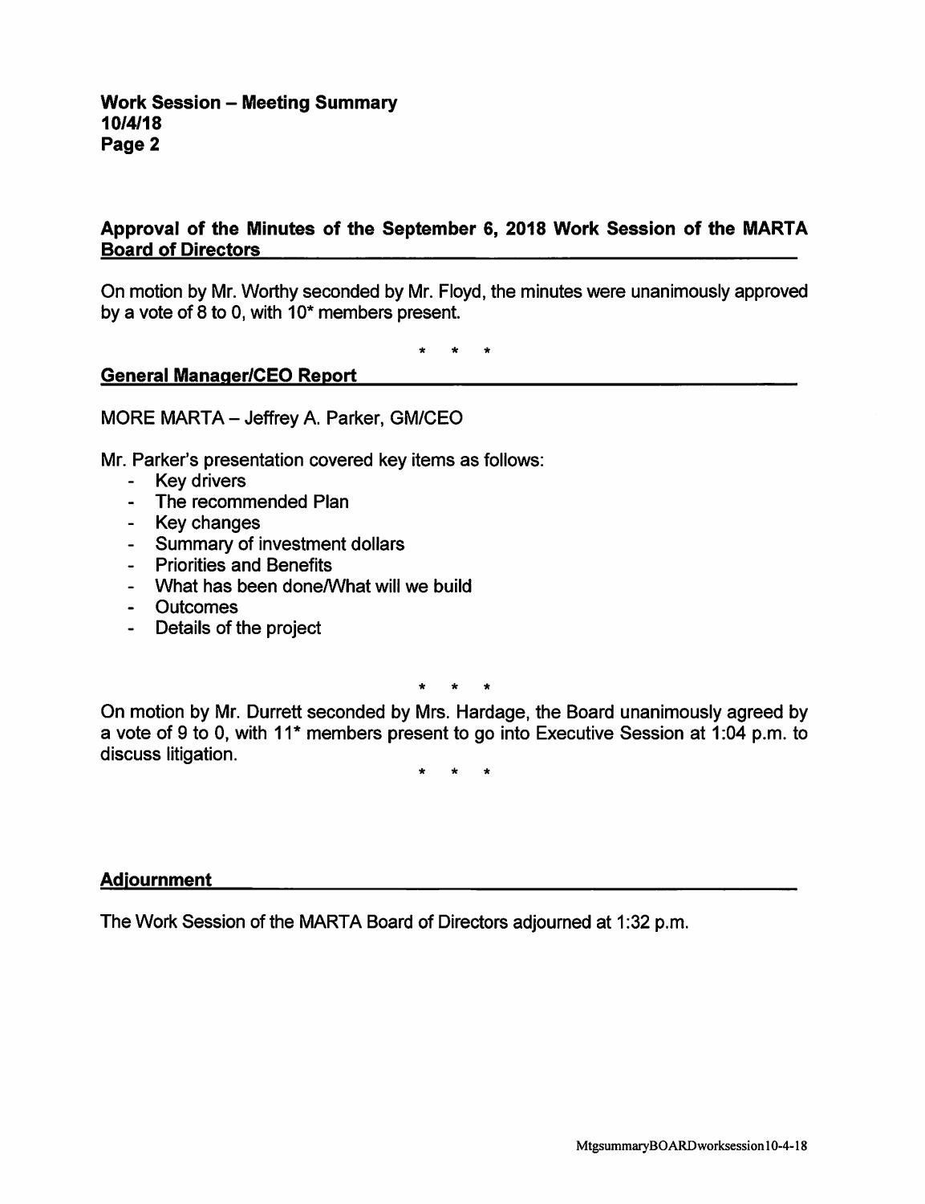## Approval of the Minutes of the September 6, 2018 Work Session of the MARTA Board of Directors

On motion by Mr. Worthy seconded by Mr. Floyd, the minutes were unanimously approved by a vote of 8 to 0, with 10* members present.

\* \* \*

## General Manager/CEO Report

MORE MARTA – Jeffrey A. Parker, GM/CEO

Mr. Parker's presentation covered key items as follows:

- Key drivers
- The recommended Plan
- Key changes
- Summary of investment dollars
- Priorities and Benefits
- What has been done/What will we build
- Outcomes
- Details of the project

\* \* \*

On motion by Mr. Durrett seconded by Mrs. Hardage, the Board unanimously agreed by a vote of 9 to 0, with 11* members present to go into Executive Session at 1:04 p.m. to discuss litigation.

\* \* \*

## Adjournment

The Work Session of the MARTA Board of Directors adjourned at 1:32 p.m.